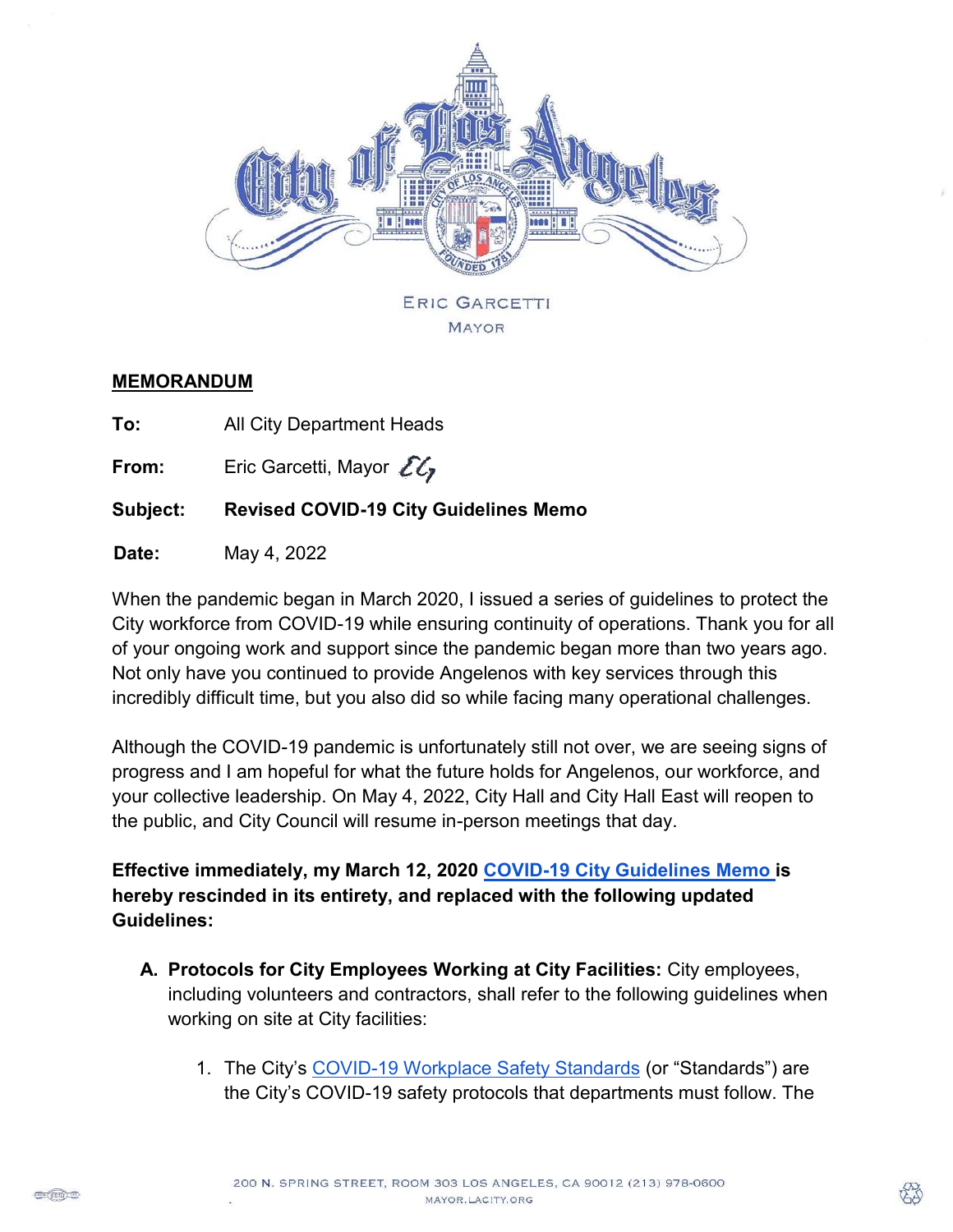ERIC GARCETTI
MAYOR

**MEMORANDUM**

**To:** All City Department Heads

**From:** Eric Garcetti, Mayor

**Subject:** **Revised COVID-19 City Guidelines Memo**

**Date:** May 4, 2022

When the pandemic began in March 2020, I issued a series of guidelines to protect the City workforce from COVID-19 while ensuring continuity of operations. Thank you for all of your ongoing work and support since the pandemic began more than two years ago. Not only have you continued to provide Angelenos with key services through this incredibly difficult time, but you also did so while facing many operational challenges.

Although the COVID-19 pandemic is unfortunately still not over, we are seeing signs of progress and I am hopeful for what the future holds for Angelenos, our workforce, and your collective leadership. On May 4, 2022, City Hall and City Hall East will reopen to the public, and City Council will resume in-person meetings that day.

**Effective immediately, my March 12, 2020 COVID-19 City Guidelines Memo is hereby rescinded in its entirety, and replaced with the following updated Guidelines:**

A. **Protocols for City Employees Working at City Facilities:** City employees, including volunteers and contractors, shall refer to the following guidelines when working on site at City facilities:

   1. The City's COVID-19 Workplace Safety Standards (or "Standards") are the City's COVID-19 safety protocols that departments must follow. The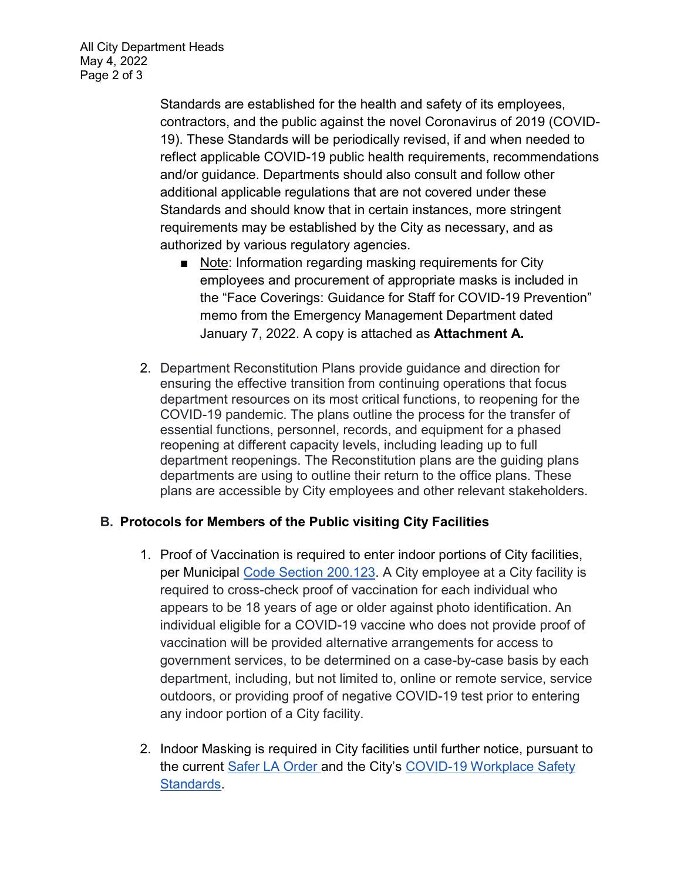Standards are established for the health and safety of its employees, contractors, and the public against the novel Coronavirus of 2019 (COVID-19). These Standards will be periodically revised, if and when needed to reflect applicable COVID-19 public health requirements, recommendations and/or guidance. Departments should also consult and follow other additional applicable regulations that are not covered under these Standards and should know that in certain instances, more stringent requirements may be established by the City as necessary, and as authorized by various regulatory agencies.

- Note: Information regarding masking requirements for City employees and procurement of appropriate masks is included in the "Face Coverings: Guidance for Staff for COVID-19 Prevention" memo from the Emergency Management Department dated January 7, 2022. A copy is attached as **Attachment A.**

2. Department Reconstitution Plans provide guidance and direction for ensuring the effective transition from continuing operations that focus department resources on its most critical functions, to reopening for the COVID-19 pandemic. The plans outline the process for the transfer of essential functions, personnel, records, and equipment for a phased reopening at different capacity levels, including leading up to full department reopenings. The Reconstitution plans are the guiding plans departments are using to outline their return to the office plans. These plans are accessible by City employees and other relevant stakeholders.

## B. Protocols for Members of the Public visiting City Facilities

1. Proof of Vaccination is required to enter indoor portions of City facilities, per Municipal Code Section 200.123. A City employee at a City facility is required to cross-check proof of vaccination for each individual who appears to be 18 years of age or older against photo identification. An individual eligible for a COVID-19 vaccine who does not provide proof of vaccination will be provided alternative arrangements for access to government services, to be determined on a case-by-case basis by each department, including, but not limited to, online or remote service, service outdoors, or providing proof of negative COVID-19 test prior to entering any indoor portion of a City facility.

2. Indoor Masking is required in City facilities until further notice, pursuant to the current Safer LA Order and the City's COVID-19 Workplace Safety Standards.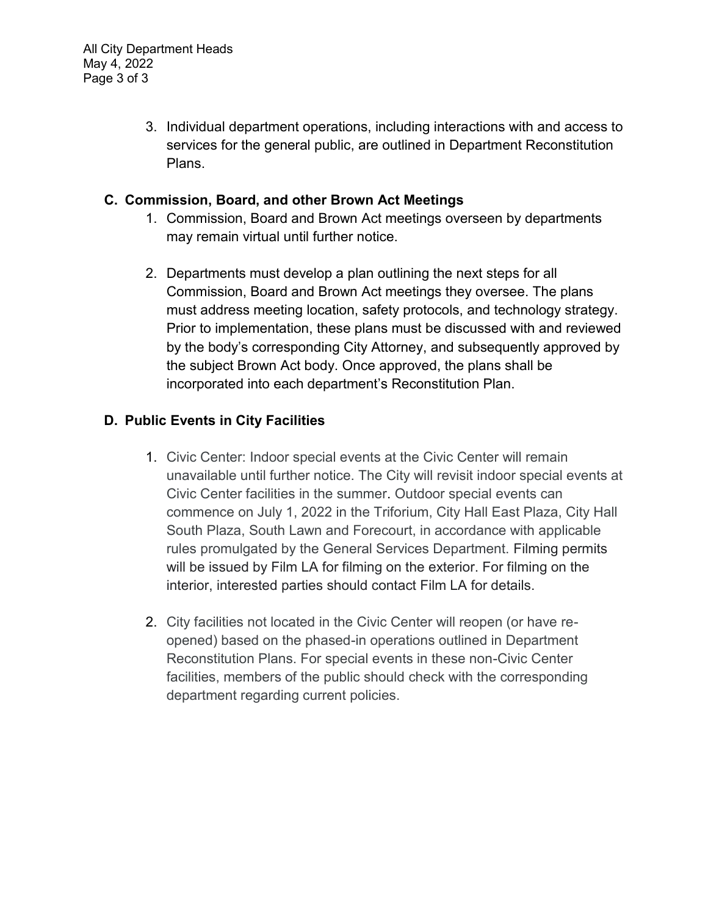3. Individual department operations, including interactions with and access to services for the general public, are outlined in Department Reconstitution Plans.

### C. Commission, Board, and other Brown Act Meetings

1. Commission, Board and Brown Act meetings overseen by departments may remain virtual until further notice.

2. Departments must develop a plan outlining the next steps for all Commission, Board and Brown Act meetings they oversee. The plans must address meeting location, safety protocols, and technology strategy. Prior to implementation, these plans must be discussed with and reviewed by the body's corresponding City Attorney, and subsequently approved by the subject Brown Act body. Once approved, the plans shall be incorporated into each department's Reconstitution Plan.

### D. Public Events in City Facilities

1. Civic Center: Indoor special events at the Civic Center will remain unavailable until further notice. The City will revisit indoor special events at Civic Center facilities in the summer. Outdoor special events can commence on July 1, 2022 in the Triforium, City Hall East Plaza, City Hall South Plaza, South Lawn and Forecourt, in accordance with applicable rules promulgated by the General Services Department. Filming permits will be issued by Film LA for filming on the exterior. For filming on the interior, interested parties should contact Film LA for details.

2. City facilities not located in the Civic Center will reopen (or have re-opened) based on the phased-in operations outlined in Department Reconstitution Plans. For special events in these non-Civic Center facilities, members of the public should check with the corresponding department regarding current policies.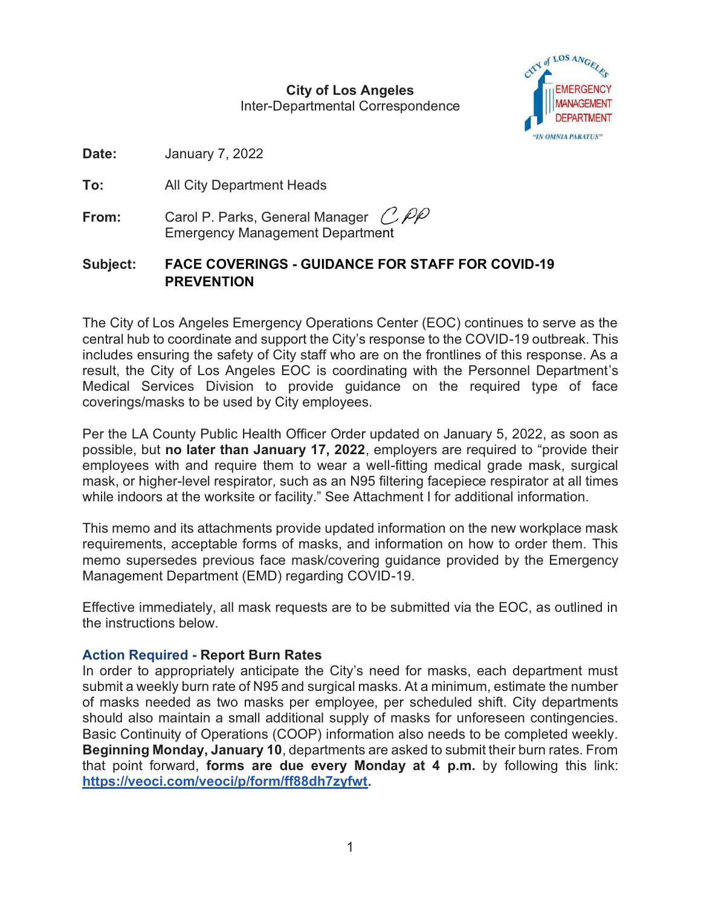**City of Los Angeles**
Inter-Departmental Correspondence

**Date:** January 7, 2022

**To:** All City Department Heads

**From:** Carol P. Parks, General Manager
Emergency Management Department

**Subject:** **FACE COVERINGS - GUIDANCE FOR STAFF FOR COVID-19 PREVENTION**

The City of Los Angeles Emergency Operations Center (EOC) continues to serve as the central hub to coordinate and support the City's response to the COVID-19 outbreak. This includes ensuring the safety of City staff who are on the frontlines of this response. As a result, the City of Los Angeles EOC is coordinating with the Personnel Department's Medical Services Division to provide guidance on the required type of face coverings/masks to be used by City employees.

Per the LA County Public Health Officer Order updated on January 5, 2022, as soon as possible, but **no later than January 17, 2022**, employers are required to "provide their employees with and require them to wear a well-fitting medical grade mask, surgical mask, or higher-level respirator, such as an N95 filtering facepiece respirator at all times while indoors at the worksite or facility." See Attachment I for additional information.

This memo and its attachments provide updated information on the new workplace mask requirements, acceptable forms of masks, and information on how to order them. This memo supersedes previous face mask/covering guidance provided by the Emergency Management Department (EMD) regarding COVID-19.

Effective immediately, all mask requests are to be submitted via the EOC, as outlined in the instructions below.

**Action Required - Report Burn Rates**

In order to appropriately anticipate the City's need for masks, each department must submit a weekly burn rate of N95 and surgical masks. At a minimum, estimate the number of masks needed as two masks per employee, per scheduled shift. City departments should also maintain a small additional supply of masks for unforeseen contingencies. Basic Continuity of Operations (COOP) information also needs to be completed weekly. **Beginning Monday, January 10**, departments are asked to submit their burn rates. From that point forward, **forms are due every Monday at 4 p.m.** by following this link: **https://veoci.com/veoci/p/form/ff88dh7zyfwt.**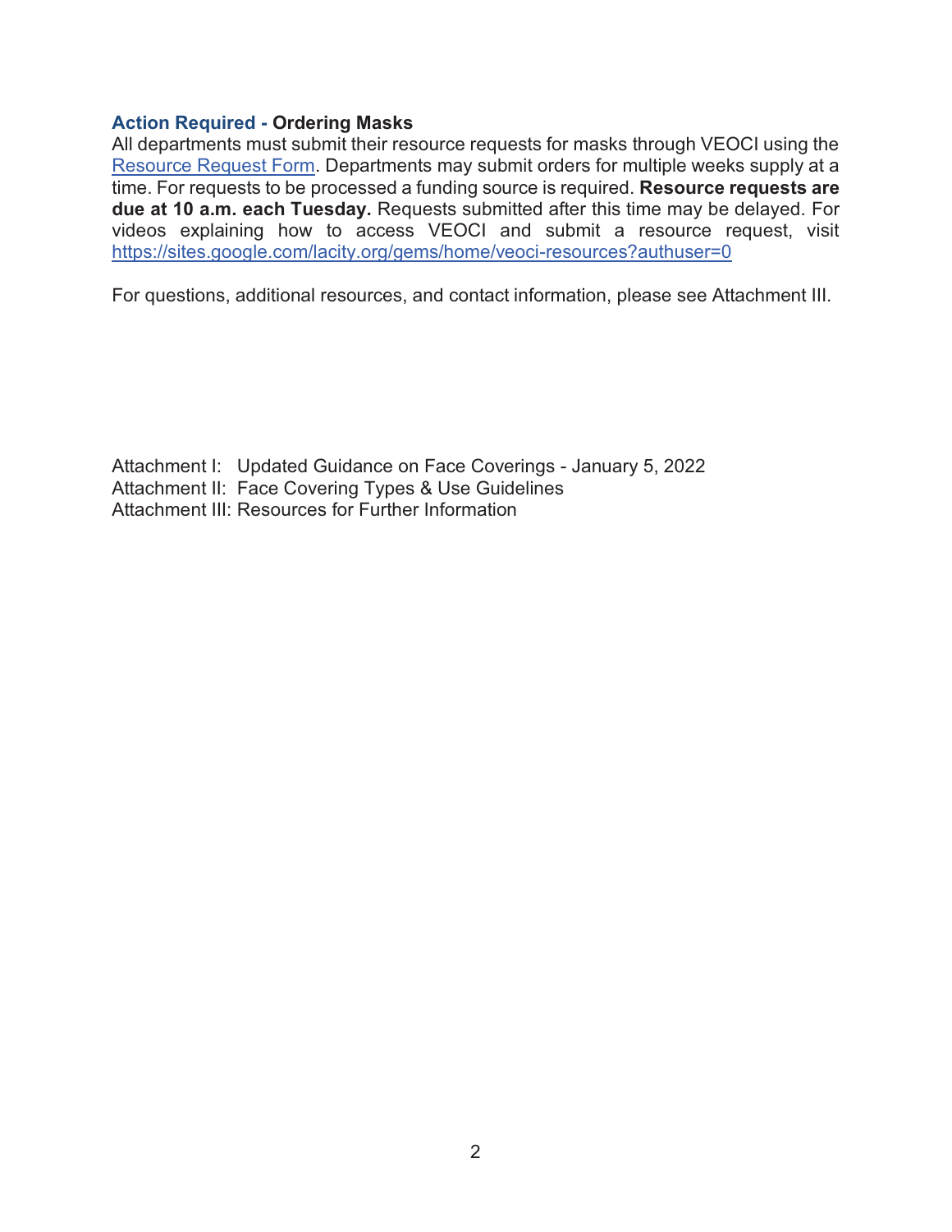**Action Required - Ordering Masks**

All departments must submit their resource requests for masks through VEOCI using the [Resource Request Form](). Departments may submit orders for multiple weeks supply at a time. For requests to be processed a funding source is required. **Resource requests are due at 10 a.m. each Tuesday.** Requests submitted after this time may be delayed. For videos explaining how to access VEOCI and submit a resource request, visit https://sites.google.com/lacity.org/gems/home/veoci-resources?authuser=0

For questions, additional resources, and contact information, please see Attachment III.

Attachment I: Updated Guidance on Face Coverings - January 5, 2022
Attachment II: Face Covering Types & Use Guidelines
Attachment III: Resources for Further Information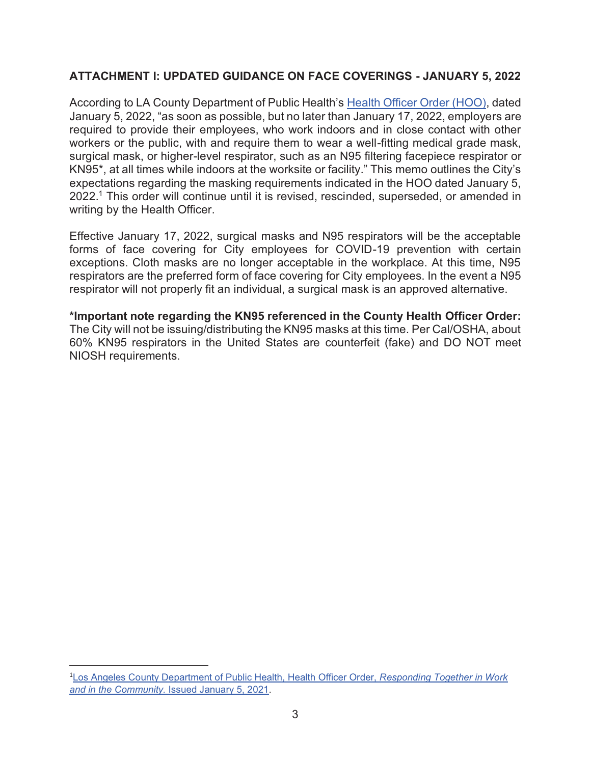## ATTACHMENT I: UPDATED GUIDANCE ON FACE COVERINGS - JANUARY 5, 2022

According to LA County Department of Public Health's [Health Officer Order (HOO)](), dated January 5, 2022, "as soon as possible, but no later than January 17, 2022, employers are required to provide their employees, who work indoors and in close contact with other workers or the public, with and require them to wear a well-fitting medical grade mask, surgical mask, or higher-level respirator, such as an N95 filtering facepiece respirator or KN95*, at all times while indoors at the worksite or facility." This memo outlines the City's expectations regarding the masking requirements indicated in the HOO dated January 5, 2022.[1] This order will continue until it is revised, rescinded, superseded, or amended in writing by the Health Officer.

Effective January 17, 2022, surgical masks and N95 respirators will be the acceptable forms of face covering for City employees for COVID-19 prevention with certain exceptions. Cloth masks are no longer acceptable in the workplace. At this time, N95 respirators are the preferred form of face covering for City employees. In the event a N95 respirator will not properly fit an individual, a surgical mask is an approved alternative.

**\*Important note regarding the KN95 referenced in the County Health Officer Order:** The City will not be issuing/distributing the KN95 masks at this time. Per Cal/OSHA, about 60% KN95 respirators in the United States are counterfeit (fake) and DO NOT meet NIOSH requirements.

---

[1] Los Angeles County Department of Public Health, Health Officer Order, *Responding Together in Work and in the Community.* Issued January 5, 2021.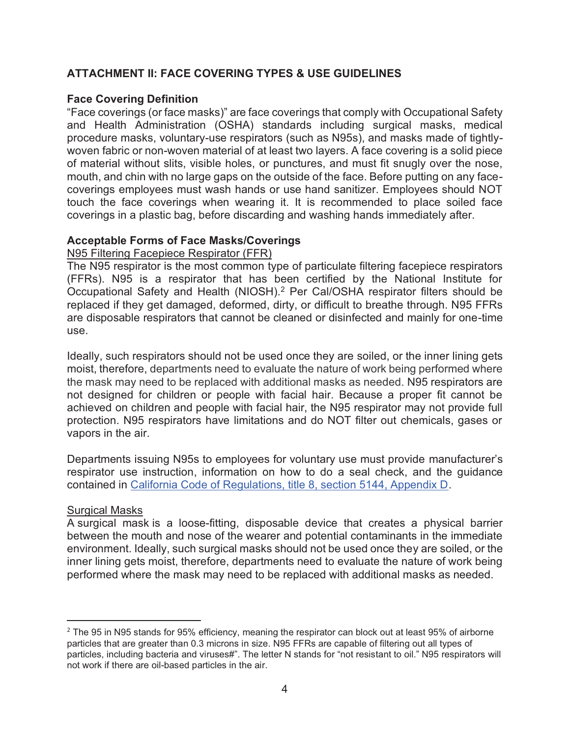## ATTACHMENT II: FACE COVERING TYPES & USE GUIDELINES

### Face Covering Definition

"Face coverings (or face masks)" are face coverings that comply with Occupational Safety and Health Administration (OSHA) standards including surgical masks, medical procedure masks, voluntary-use respirators (such as N95s), and masks made of tightly-woven fabric or non-woven material of at least two layers. A face covering is a solid piece of material without slits, visible holes, or punctures, and must fit snugly over the nose, mouth, and chin with no large gaps on the outside of the face. Before putting on any face-coverings employees must wash hands or use hand sanitizer. Employees should NOT touch the face coverings when wearing it. It is recommended to place soiled face coverings in a plastic bag, before discarding and washing hands immediately after.

### Acceptable Forms of Face Masks/Coverings

N95 Filtering Facepiece Respirator (FFR)

The N95 respirator is the most common type of particulate filtering facepiece respirators (FFRs). N95 is a respirator that has been certified by the National Institute for Occupational Safety and Health (NIOSH).[2] Per Cal/OSHA respirator filters should be replaced if they get damaged, deformed, dirty, or difficult to breathe through. N95 FFRs are disposable respirators that cannot be cleaned or disinfected and mainly for one-time use.

Ideally, such respirators should not be used once they are soiled, or the inner lining gets moist, therefore, departments need to evaluate the nature of work being performed where the mask may need to be replaced with additional masks as needed. N95 respirators are not designed for children or people with facial hair. Because a proper fit cannot be achieved on children and people with facial hair, the N95 respirator may not provide full protection. N95 respirators have limitations and do NOT filter out chemicals, gases or vapors in the air.

Departments issuing N95s to employees for voluntary use must provide manufacturer's respirator use instruction, information on how to do a seal check, and the guidance contained in California Code of Regulations, title 8, section 5144, Appendix D.

Surgical Masks

A surgical mask is a loose-fitting, disposable device that creates a physical barrier between the mouth and nose of the wearer and potential contaminants in the immediate environment. Ideally, such surgical masks should not be used once they are soiled, or the inner lining gets moist, therefore, departments need to evaluate the nature of work being performed where the mask may need to be replaced with additional masks as needed.

---

[2] The 95 in N95 stands for 95% efficiency, meaning the respirator can block out at least 95% of airborne particles that are greater than 0.3 microns in size. N95 FFRs are capable of filtering out all types of particles, including bacteria and viruses#". The letter N stands for "not resistant to oil." N95 respirators will not work if there are oil-based particles in the air.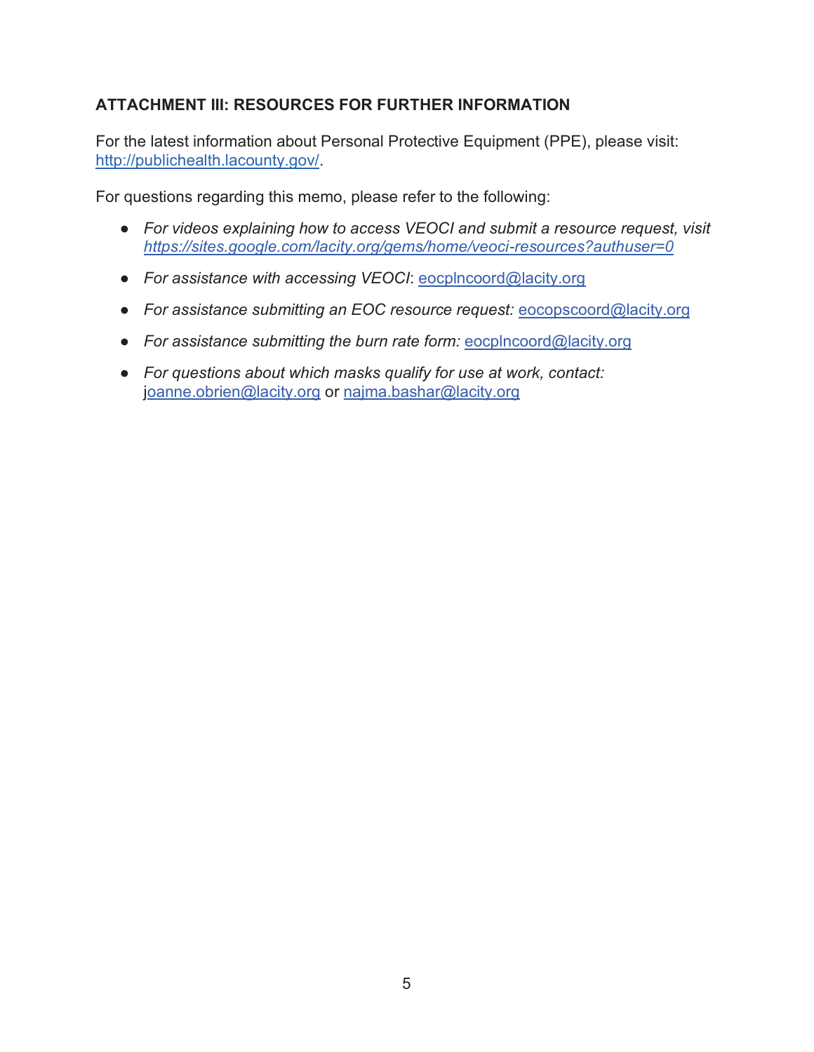**ATTACHMENT III: RESOURCES FOR FURTHER INFORMATION**

For the latest information about Personal Protective Equipment (PPE), please visit: http://publichealth.lacounty.gov/.

For questions regarding this memo, please refer to the following:

- *For videos explaining how to access VEOCI and submit a resource request, visit https://sites.google.com/lacity.org/gems/home/veoci-resources?authuser=0*
- *For assistance with accessing VEOCI*: eocplncoord@lacity.org
- *For assistance submitting an EOC resource request:* eocopscoord@lacity.org
- *For assistance submitting the burn rate form:* eocplncoord@lacity.org
- *For questions about which masks qualify for use at work, contact:* joanne.obrien@lacity.org or najma.bashar@lacity.org